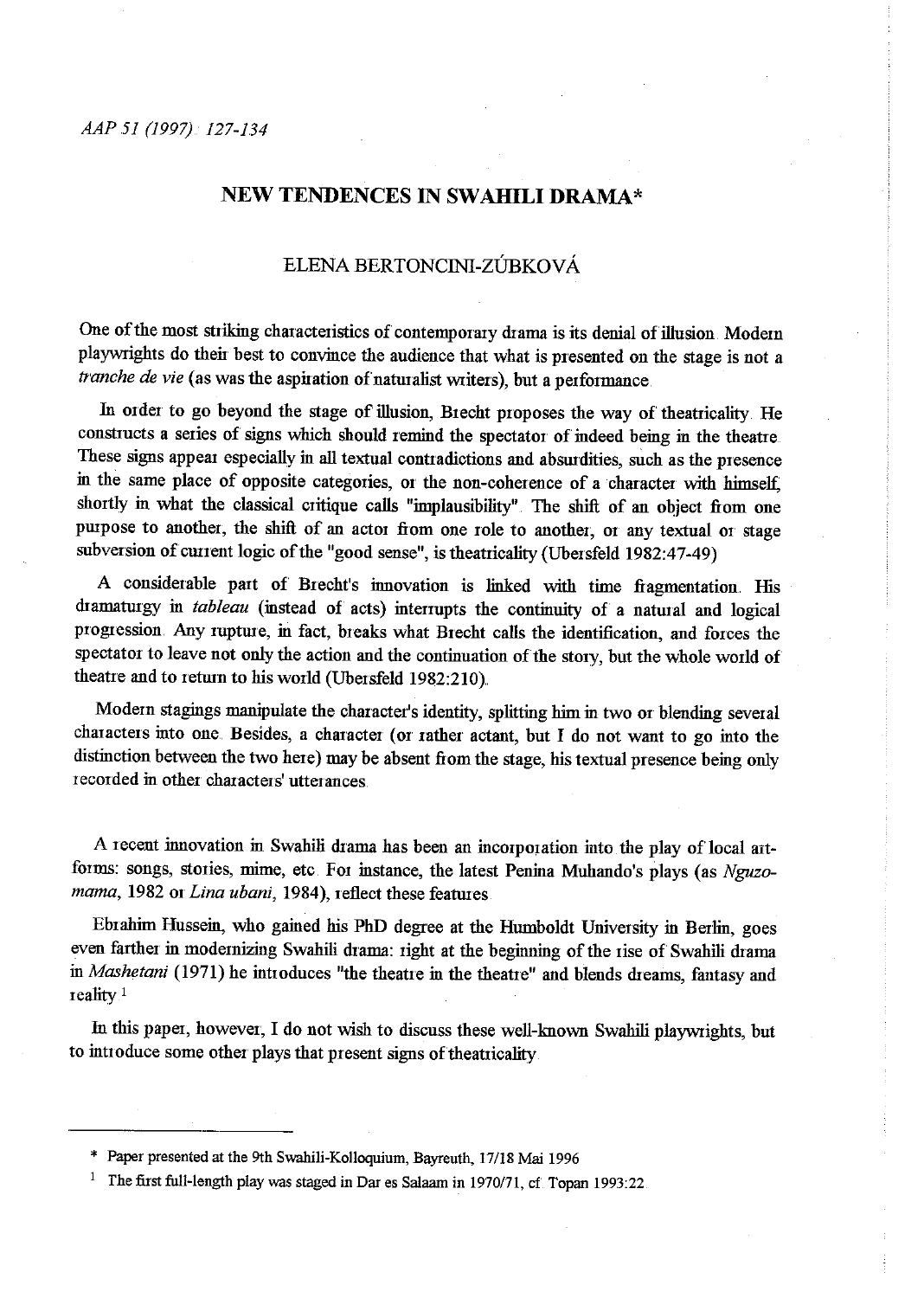# NEW TENDENCES IN SWAHILI DRAMA*

## ELENA BERTONCINI-ZÚBKOVÁ

One of the most striking characteristics of contemporary drama is its denial of illusion. Modern playwrights do their best to convince the audience that what is presented on the stage is not a *tranche de vie* (as was the aspiration of naturalist writers), but a performance.

In order to go beyond the stage of illusion, Brecht proposes the way of theatricality. He constructs a series of signs which should remind the spectator of indeed being in the theatre. These signs appear especially in all textual contradictions and absurdities, such as the presence in the same place of opposite categories, or the non-coherence of a character with himself, shortly in what the classical critique calls "implausibility". The shift of an object from one purpose to another, the shift of an actor from one role to another, or any textual or stage subversion of current logic of the "good sense", is theatricality (Ubersfeld 1982:47-49).

A considerable part of Brecht's innovation is linked with time fragmentation. His dramaturgy in *tableau* (instead of acts) interrupts the continuity of a natural and logical progression. Any rupture, in fact, breaks what Brecht calls the identification, and forces the spectator to leave not only the action and the continuation of the story, but the whole world of theatre and to return to his world (Ubersfeld 1982:210).

Modern stagings manipulate the character's identity, splitting him in two or blending several characters into one. Besides, a character (or rather actant, but I do not want to go into the distinction between the two here) may be absent from the stage, his textual presence being only recorded in other characters' utterances.

A recent innovation in Swahili drama has been an incorporation into the play of local art-forms: songs, stories, mime, etc. For instance, the latest Penina Muhando's plays (as *Nguzo-mama*, 1982 or *Lina ubani*, 1984), reflect these features.

Ebrahim Hussein, who gained his PhD degree at the Humboldt University in Berlin, goes even farther in modernizing Swahili drama: right at the beginning of the rise of Swahili drama in *Mashetani* (1971) he introduces "the theatre in the theatre" and blends dreams, fantasy and reality [1]

In this paper, however, I do not wish to discuss these well-known Swahili playwrights, but to introduce some other plays that present signs of theatricality.

---

\* Paper presented at the 9th Swahili-Kolloquium, Bayreuth, 17/18 Mai 1996

[1] The first full-length play was staged in Dar es Salaam in 1970/71, cf. Topan 1993:22.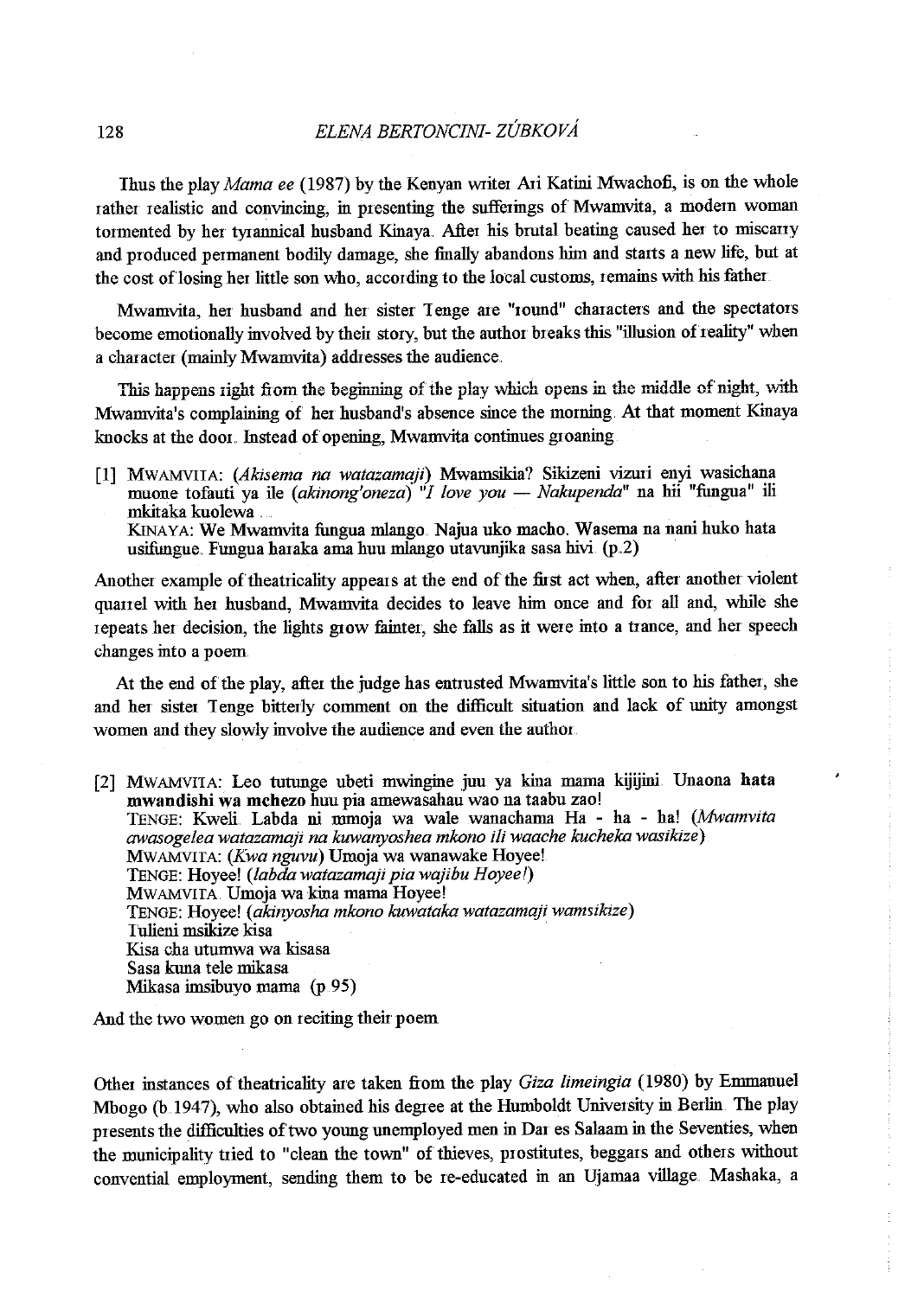Thus the play *Mama ee* (1987) by the Kenyan writer Ari Katini Mwachofi, is on the whole rather realistic and convincing, in presenting the sufferings of Mwamvita, a modern woman tormented by her tyrannical husband Kinaya. After his brutal beating caused her to miscarry and produced permanent bodily damage, she finally abandons him and starts a new life, but at the cost of losing her little son who, according to the local customs, remains with his father.

Mwamvita, her husband and her sister Tenge are "round" characters and the spectators become emotionally involved by their story, but the author breaks this "illusion of reality" when a character (mainly Mwamvita) addresses the audience.

This happens right from the beginning of the play which opens in the middle of night, with Mwamvita's complaining of her husband's absence since the morning. At that moment Kinaya knocks at the door. Instead of opening, Mwamvita continues groaning.

> [1] MWAMVITA: (*Akisema na watazamaji*) Mwamsikia? Sikizeni vizuri enyi wasichana muone tofauti ya ile (*akinong'oneza*) "*I love you — Nakupenda*" na hii "fungua" ili mkitaka kuolewa ...
> KINAYA: We Mwamvita fungua mlango. Najua uko macho. Wasema na nani huko hata usifungue. Fungua haraka ama huu mlango utavunjika sasa hivi. (p.2)

Another example of theatricality appears at the end of the first act when, after another violent quarrel with her husband, Mwamvita decides to leave him once and for all and, while she repeats her decision, the lights grow fainter, she falls as it were into a trance, and her speech changes into a poem.

At the end of the play, after the judge has entrusted Mwamvita's little son to his father, she and her sister Tenge bitterly comment on the difficult situation and lack of unity amongst women and they slowly involve the audience and even the author.

> [2] MWAMVITA: Leo tutunge ubeti mwingine juu ya kina mama kijijini. Unaona **hata mwandishi wa mchezo** huu pia amewasahau wao na taabu zao!
> TENGE: Kweli. Labda ni mmoja wa wale wanachama Ha - ha - ha! (*Mwamvita awasogelea watazamaji na kuwanyoshea mkono ili waache kucheka wasikize*)
> MWAMVITA: (*Kwa nguvu*) Umoja wa wanawake Hoyee!
> TENGE: Hoyee! (*labda watazamaji pia wajibu Hoyee!*)
> MWAMVITA: Umoja wa kina mama Hoyee!
> TENGE: Hoyee! (*akinyosha mkono kuwataka watazamaji wamsikize*)
> Tulieni msikize kisa
> Kisa cha utumwa wa kisasa
> Sasa kuna tele mikasa
> Mikasa imsibuyo mama (p.95)

And the two women go on reciting their poem.

Other instances of theatricality are taken from the play *Giza limeingia* (1980) by Emmanuel Mbogo (b.1947), who also obtained his degree at the Humboldt University in Berlin. The play presents the difficulties of two young unemployed men in Dar es Salaam in the Seventies, when the municipality tried to "clean the town" of thieves, prostitutes, beggars and others without convential employment, sending them to be re-educated in an Ujamaa village. Mashaka, a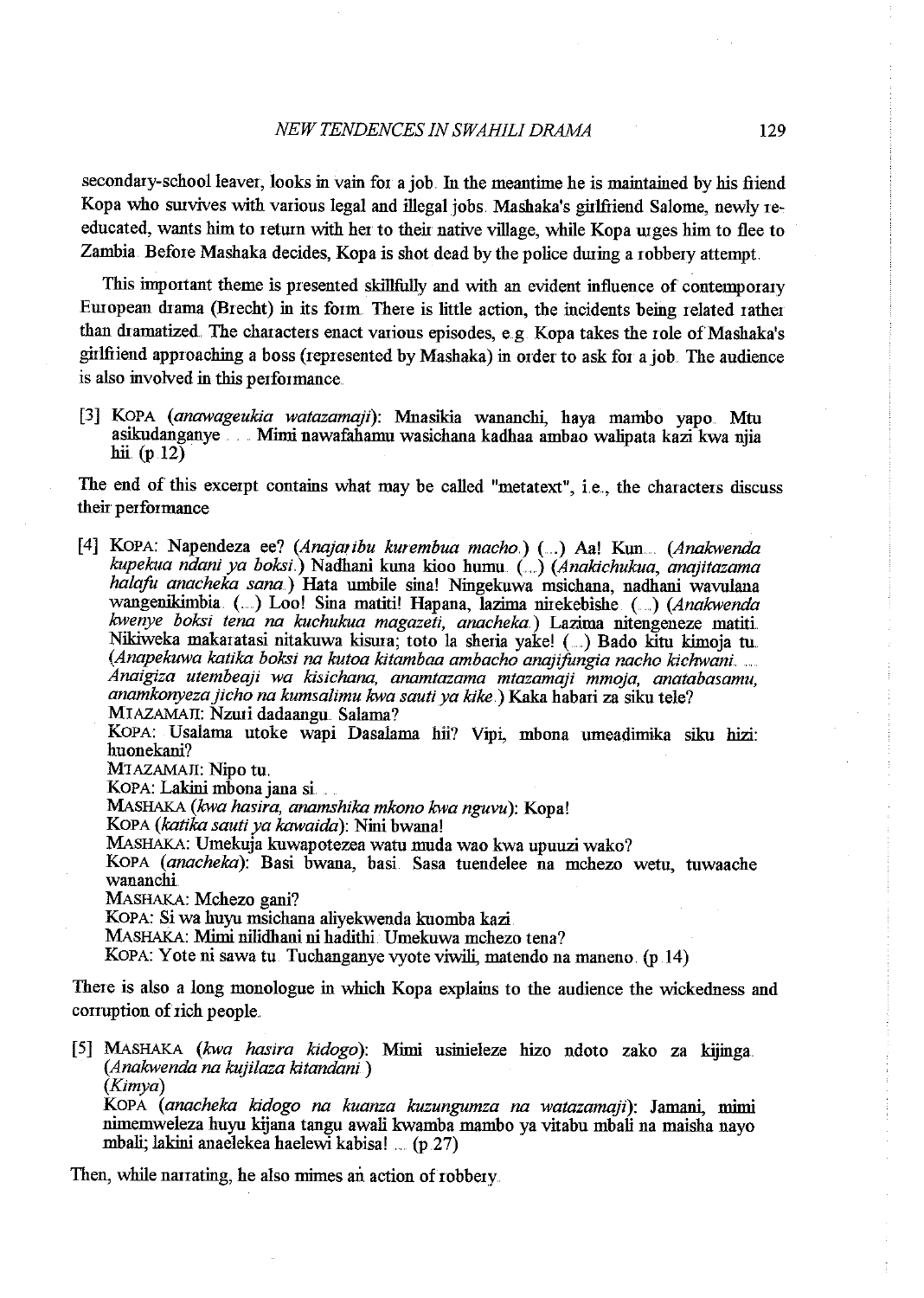secondary-school leaver, looks in vain for a job. In the meantime he is maintained by his friend Kopa who survives with various legal and illegal jobs. Mashaka's girlfriend Salome, newly re-educated, wants him to return with her to their native village, while Kopa urges him to flee to Zambia. Before Mashaka decides, Kopa is shot dead by the police during a robbery attempt.

This important theme is presented skillfully and with an evident influence of contemporary European drama (Brecht) in its form. There is little action, the incidents being related rather than dramatized. The characters enact various episodes, e.g. Kopa takes the role of Mashaka's girlfriend approaching a boss (represented by Mashaka) in order to ask for a job. The audience is also involved in this performance.

[3] KOPA (*anawageukia watazamaji*): Mnasikia wananchi, haya mambo yapo. Mtu asikudanganye . . . Mimi nawafahamu wasichana kadhaa ambao walipata kazi kwa njia hii. (p 12)

The end of this excerpt contains what may be called "metatext", i.e., the characters discuss their performance

[4] KOPA: Napendeza ee? (*Anajaribu kurembua macho.*) (....) Aa! Kun.... (*Anakwenda kupekua ndani ya boksi.*) Nadhani kuna kioo humu. (....) (*Anakichukua, anajitazama halafu anacheka sana.*) Hata umbile sina! Ningekuwa msichana, nadhani wavulana wangenikimbia. (....) Loo! Sina matiti! Hapana, lazima nirekebishe. (....) (*Anakwenda kwenye boksi tena na kuchukua magazeti, anacheka.*) Lazima nitengeneze matiti. Nikiweka makaratasi nitakuwa kisura; toto la sheria yake! (....) Bado kitu kimoja tu. (*Anapekuwa katika boksi na kutoa kitambaa ambacho anajifungia nacho kichwani. .... Anaigiza utembeaji wa kisichana, anamtazama mtazamaji mmoja, anatabasamu, anamkonyeza jicho na kumsalimu kwa sauti ya kike.*) Kaka habari za siku tele?
MTAZAMAJI: Nzuri dadaangu. Salama?
KOPA: Usalama utoke wapi Dasalama hii? Vipi, mbona umeadimika siku hizi: huonekani?
MTAZAMAJI: Nipo tu.
KOPA: Lakini mbona jana si. . .
MASHAKA (*kwa hasira, anamshika mkono kwa nguvu*): Kopa!
KOPA (*katika sauti ya kawaida*): Nini bwana!
MASHAKA: Umekuja kuwapotezea watu muda wao kwa upuuzi wako?
KOPA (*anacheka*): Basi bwana, basi. Sasa tuendelee na mchezo wetu, tuwaache wananchi.
MASHAKA: Mchezo gani?
KOPA: Si wa huyu msichana aliyekwenda kuomba kazi.
MASHAKA: Mimi nilidhani ni hadithi. Umekuwa mchezo tena?
KOPA: Yote ni sawa tu. Tuchanganye vyote viwili, matendo na maneno. (p 14)

There is also a long monologue in which Kopa explains to the audience the wickedness and corruption of rich people.

[5] MASHAKA (*kwa hasira kidogo*): Mimi usinieleze hizo ndoto zako za kijinga. (*Anakwenda na kujilaza kitandani.*)
(*Kimya*)
KOPA (*anacheka kidogo na kuanza kuzungumza na watazamaji*): Jamani, mimi nimemweleza huyu kijana tangu awali kwamba mambo ya vitabu mbali na maisha nayo mbali; lakini anaelekea haelewi kabisa! .... (p 27)

Then, while narrating, he also mimes an action of robbery.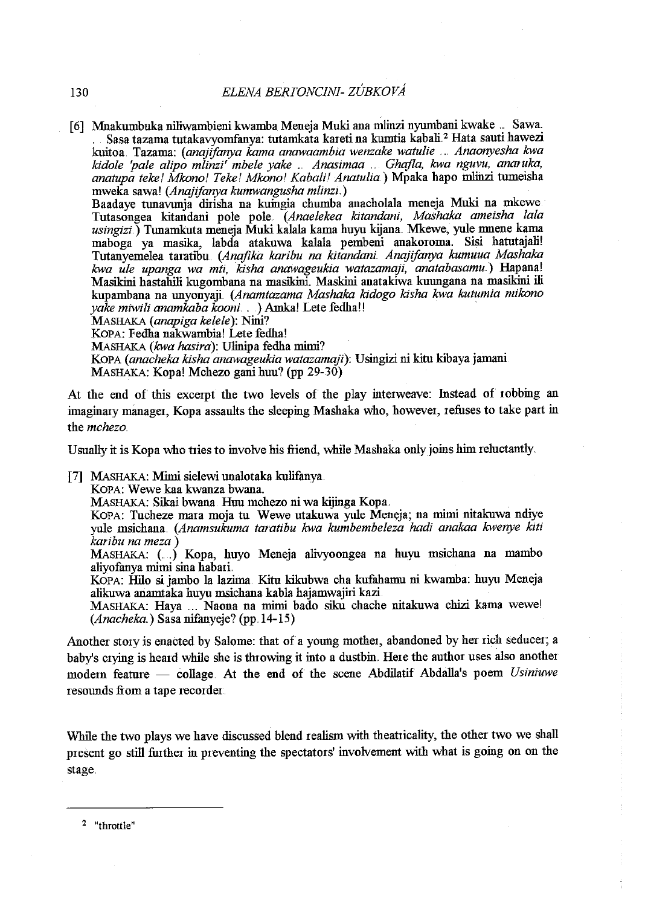[6] Mnakumbuka niliwambieni kwamba Meneja Muki ana mlinzi nyumbani kwake .. Sawa. .. Sasa tazama tutakavyomfanya: tutamkata kareti na kumtia kabali.[2] Hata sauti hawezi kuitoa. Tazama: (*anajifanya kama anawaambia wenzake watulie .... Anaonyesha kwa kidole 'pale alipo mlinzi' mbele yake .. Anasimaa .. Ghafla, kwa nguvu, anaruka, anatupa teke! Mkono! Teke! Mkono! Kabali! Anatulia.*) Mpaka hapo mlinzi tumeisha mweka sawa! (*Anajifanya kumwangusha mlinzi.*)

Baadaye tunavunja dirisha na kuingia chumba anacholala meneja Muki na mkewe. Tutasongea kitandani pole pole. (*Anaelekea kitandani, Mashaka ameisha lala usingizi.*) Tunamkuta meneja Muki kalala kama huyu kijana. Mkewe, yule mnene kama maboga ya masika, labda atakuwa kalala pembeni anakoroma. Sisi hatutajali! Tutanyemelea taratibu. (*Anafika karibu na kitandani. Anajifanya kumuua Mashaka kwa ule upanga wa mti, kisha anawageukia watazamaji, anatabasamu.*) Hapana! Masikini hastahili kugombana na masikini. Maskini anatakiwa kuungana na masikini ili kupambana na unyonyaji. (*Anamtazama Mashaka kidogo kisha kwa kutumia mikono yake miwili anamkaba kooni. ..*) Amka! Lete fedha!!

MASHAKA (*anapiga kelele*): Nini?

KOPA: Fedha nakwambia! Lete fedha!

MASHAKA (*kwa hasira*): Ulinipa fedha mimi?

KOPA (*anacheka kisha anawageukia watazamaji*): Usingizi ni kitu kibaya jamani.

MASHAKA: Kopa! Mchezo gani huu? (pp 29-30)

At the end of this excerpt the two levels of the play interweave: Instead of robbing an imaginary manager, Kopa assaults the sleeping Mashaka who, however, refuses to take part in the *mchezo*.

Usually it is Kopa who tries to involve his friend, while Mashaka only joins him reluctantly.

[7] MASHAKA: Mimi sielewi unalotaka kulifanya.

KOPA: Wewe kaa kwanza bwana.

MASHAKA: Sikai bwana. Huu mchezo ni wa kijinga Kopa.

KOPA: Tucheze mara moja tu. Wewe utakuwa yule Meneja; na mimi nitakuwa ndiye yule msichana. (*Anamsukuma taratibu kwa kumbembeleza hadi anakaa kwenye kiti karibu na meza.*)

MASHAKA: (...) Kopa, huyo Meneja alivyoongea na huyu msichana na mambo aliyofanya mimi sina habari.

KOPA: Hilo si jambo la lazima. Kitu kikubwa cha kufahamu ni kwamba: huyu Meneja alikuwa anamtaka huyu msichana kabla hajamwajiri kazi.

MASHAKA: Haya .... Naona na mimi bado siku chache nitakuwa chizi kama wewe! (*Anacheka.*) Sasa nifanyeje? (pp. 14-15)

Another story is enacted by Salome: that of a young mother, abandoned by her rich seducer; a baby's crying is heard while she is throwing it into a dustbin. Here the author uses also another modern feature — collage. At the end of the scene Abdilatif Abdalla's poem *Usiniuwe* resounds from a tape recorder.

While the two plays we have discussed blend realism with theatricality, the other two we shall present go still further in preventing the spectators' involvement with what is going on on the stage.

---

[2] "throttle"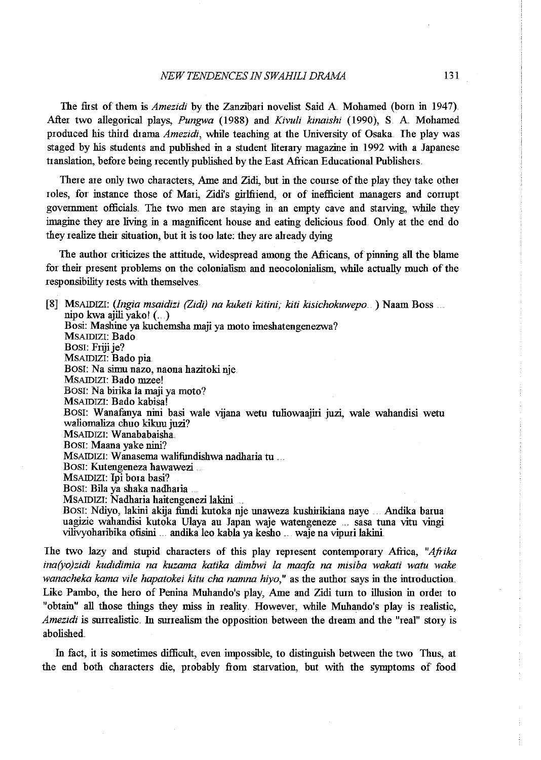The first of them is *Amezidi* by the Zanzibari novelist Said A. Mohamed (born in 1947). After two allegorical plays, *Pungwa* (1988) and *Kivuli kinaishi* (1990), S. A. Mohamed produced his third drama *Amezidi*, while teaching at the University of Osaka. The play was staged by his students and published in a student literary magazine in 1992 with a Japanese translation, before being recently published by the East African Educational Publishers.

There are only two characters, Ame and Zidi, but in the course of the play they take other roles, for instance those of Mari, Zidi's girlfriend, or of inefficient managers and corrupt government officials. The two men are staying in an empty cave and starving, while they imagine they are living in a magnificent house and eating delicious food. Only at the end do they realize their situation, but it is too late: they are already dying.

The author criticizes the attitude, widespread among the Africans, of pinning all the blame for their present problems on the colonialism and neocolonialism, while actually much of the responsibility rests with themselves.

> [8] MSAIDIZI: (*Ingia msaidizi (Zidi) na kuketi kitini; kiti kisichokuwepo...* ) Naam Boss .... nipo kwa ajili yako! (...)
> BOSI: Mashine ya kuchemsha maji ya moto imeshatengenezwa?
> MSAIDIZI: Bado.
> BOSI: Friji je?
> MSAIDIZI: Bado pia.
> BOSI: Na simu nazo, naona hazitoki nje.
> MSAIDIZI: Bado mzee!
> BOSI: Na birika la maji ya moto?
> MSAIDIZI: Bado kabisa!
> BOSI: Wanafanya nini basi wale vijana wetu tuliowaajiri juzi, wale wahandisi wetu waliomaliza chuo kikuu juzi?
> MSAIDIZI: Wanababaisha.
> BOSI: Maana yake nini?
> MSAIDIZI: Wanasema walifundishwa nadharia tu ....
> BOSI: Kutengeneza hawawezi ....
> MSAIDIZI: Ipi bora basi?
> BOSI: Bila ya shaka nadharia ....
> MSAIDIZI: Nadharia haitengenezi lakini ....
> BOSI: Ndiyo, lakini akija fundi kutoka nje unaweza kushirikiana naye .... Andika barua uagizie wahandisi kutoka Ulaya au Japan waje watengeneze .... sasa tuna vitu vingi vilivyoharibika ofisini .... andika leo kabla ya kesho .... waje na vipuri lakini.

The two lazy and stupid characters of this play represent contemporary Africa, "*Afrika ina(yo)zidi kudidimia na kuzama katika dimbwi la maafa na misiba wakati watu wake wanacheka kama vile hapatokei kitu cha namna hiyo*," as the author says in the introduction. Like Pambo, the hero of Penina Muhando's play, Ame and Zidi turn to illusion in order to "obtain" all those things they miss in reality. However, while Muhando's play is realistic, *Amezidi* is surrealistic. In surrealism the opposition between the dream and the "real" story is abolished.

In fact, it is sometimes difficult, even impossible, to distinguish between the two. Thus, at the end both characters die, probably from starvation, but with the symptoms of food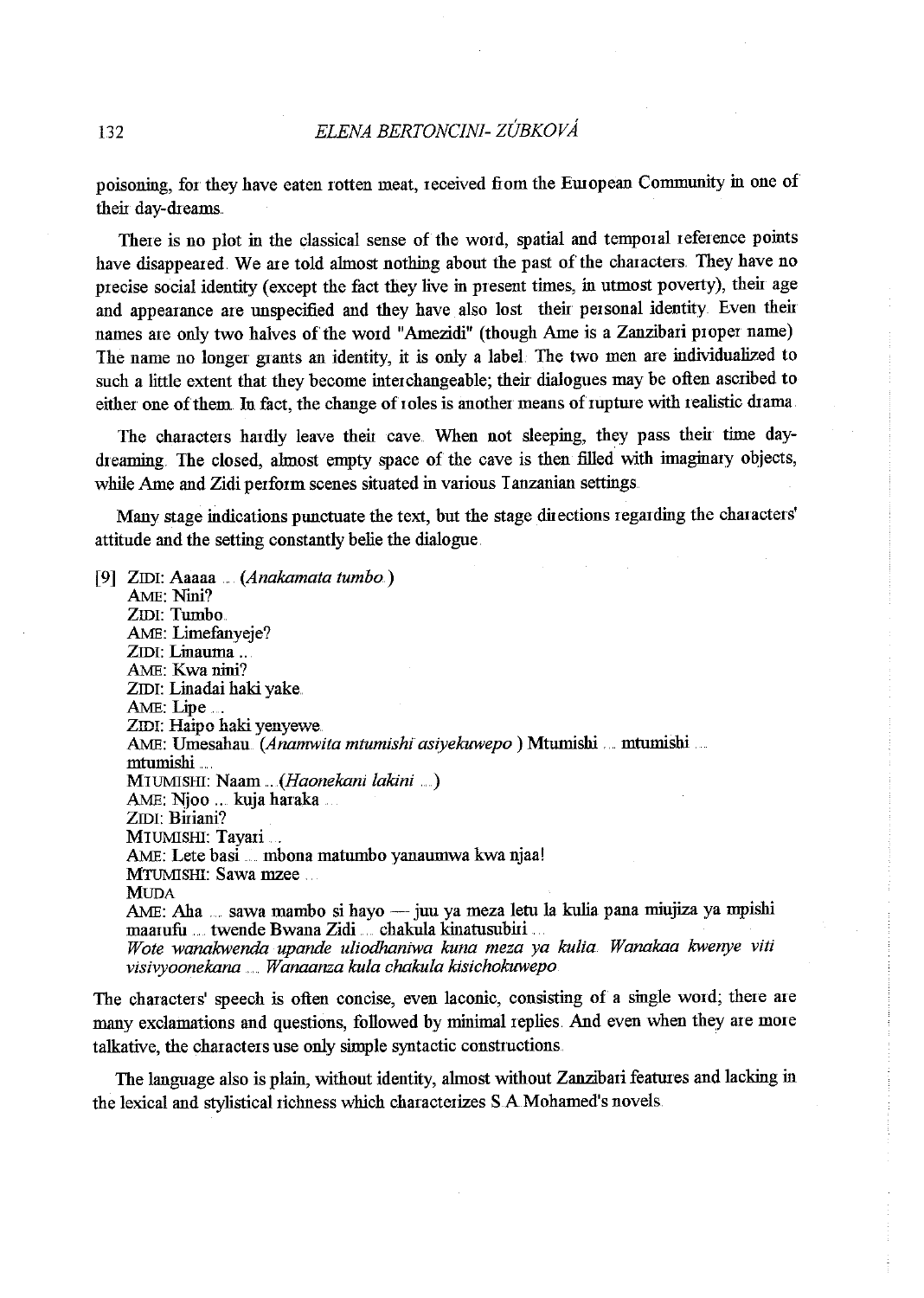poisoning, for they have eaten rotten meat, received from the European Community in one of their day-dreams.

There is no plot in the classical sense of the word, spatial and temporal reference points have disappeared. We are told almost nothing about the past of the characters. They have no precise social identity (except the fact they live in present times, in utmost poverty), their age and appearance are unspecified and they have also lost their personal identity. Even their names are only two halves of the word "Amezidi" (though Ame is a Zanzibari proper name). The name no longer grants an identity, it is only a label. The two men are individualized to such a little extent that they become interchangeable; their dialogues may be often ascribed to either one of them. In fact, the change of roles is another means of rupture with realistic drama.

The characters hardly leave their cave. When not sleeping, they pass their time day-dreaming. The closed, almost empty space of the cave is then filled with imaginary objects, while Ame and Zidi perform scenes situated in various Tanzanian settings.

Many stage indications punctuate the text, but the stage directions regarding the characters' attitude and the setting constantly belie the dialogue.

[9] ZIDI: Aaaaa ... (*Anakamata tumbo.*)
AME: Nini?
ZIDI: Tumbo.
AME: Limefanyeje?
ZIDI: Linauma ...
AME: Kwa nini?
ZIDI: Linadai haki yake.
AME: Lipe ...
ZIDI: Haipo haki yenyewe.
AME: Umesahau. (*Anamwita mtumishi asiyekuwepo.*) Mtumishi ... mtumishi ... mtumishi ...
MTUMISHI: Naam ... (*Haonekani lakini ...*)
AME: Njoo ... kuja haraka ...
ZIDI: Biriani?
MTUMISHI: Tayari ...
AME: Lete basi ... mbona matumbo yanaumwa kwa njaa!
MTUMISHI: Sawa mzee ...
MUDA
AME: Aha ... sawa mambo si hayo — juu ya meza letu la kulia pana miujiza ya mpishi maarufu ... twende Bwana Zidi ... chakula kinatusubiri ...
*Wote wanakwenda upande uliodhaniwa kuna meza ya kulia. Wanakaa kwenye viti visivyoonekana ... Wanaanza kula chakula kisichokuwepo.*

The characters' speech is often concise, even laconic, consisting of a single word; there are many exclamations and questions, followed by minimal replies. And even when they are more talkative, the characters use only simple syntactic constructions.

The language also is plain, without identity, almost without Zanzibari features and lacking in the lexical and stylistical richness which characterizes S.A.Mohamed's novels.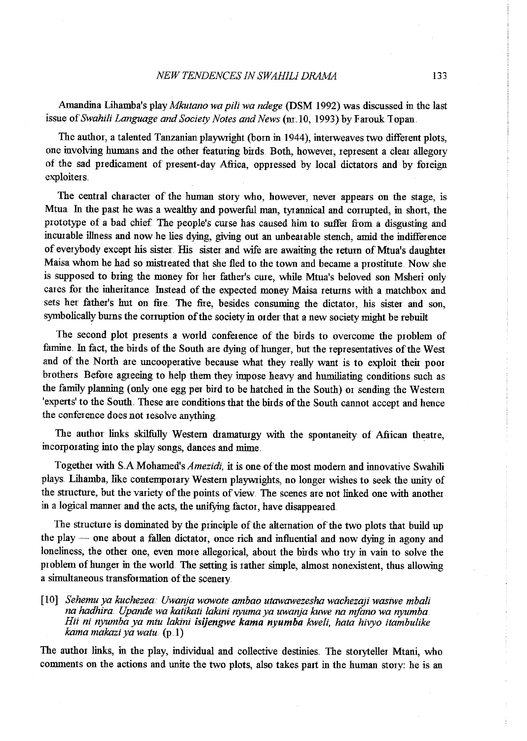Amandina Lihamba's play *Mkutano wa pili wa ndege* (DSM 1992) was discussed in the last issue of *Swahili Language and Society Notes and News* (nr.10, 1993) by Farouk Topan.

The author, a talented Tanzanian playwright (born in 1944), interweaves two different plots, one involving humans and the other featuring birds. Both, however, represent a clear allegory of the sad predicament of present-day Africa, oppressed by local dictators and by foreign exploiters.

The central character of the human story who, however, never appears on the stage, is Mtua. In the past he was a wealthy and powerful man, tyrannical and corrupted, in short, the prototype of a bad chief. The people's curse has caused him to suffer from a disgusting and incurable illness and now he lies dying, giving out an unbearable stench, amid the indifference of everybody except his sister. His sister and wife are awaiting the return of Mtua's daughter Maisa whom he had so mistreated that she fled to the town and became a prostitute. Now she is supposed to bring the money for her father's cure, while Mtua's beloved son Msheri only cares for the inheritance. Instead of the expected money Maisa returns with a matchbox and sets her father's hut on fire. The fire, besides consuming the dictator, his sister and son, symbolically burns the corruption of the society in order that a new society might be rebuilt.

The second plot presents a world conference of the birds to overcome the problem of famine. In fact, the birds of the South are dying of hunger, but the representatives of the West and of the North are uncooperative because what they really want is to exploit their poor brothers. Before agreeing to help them they impose heavy and humiliating conditions such as the family planning (only one egg per bird to be hatched in the South) or sending the Western 'experts' to the South. These are conditions that the birds of the South cannot accept and hence the conference does not resolve anything.

The author links skilfully Western dramaturgy with the spontaneity of African theatre, incorporating into the play songs, dances and mime.

Together with S.A.Mohamed's *Amezidi*, it is one of the most modern and innovative Swahili plays. Lihamba, like contemporary Western playwrights, no longer wishes to seek the unity of the structure, but the variety of the points of view. The scenes are not linked one with another in a logical manner and the acts, the unifying factor, have disappeared.

The structure is dominated by the principle of the alternation of the two plots that build up the play — one about a fallen dictator, once rich and influential and now dying in agony and loneliness, the other one, even more allegorical, about the birds who try in vain to solve the problem of hunger in the world. The setting is rather simple, almost nonexistent, thus allowing a simultaneous transformation of the scenery.

> [10] *Sehemu ya kuchezea: Uwanja wowote ambao utawawezesha wachezaji wasiwe mbali na hadhira. Upande wa katikati lakini nyuma ya uwanja kuwe na mfano wa nyumba. Hii ni nyumba ya mtu lakini* ***isijengwe kama nyumba*** *kweli, hata hivyo itambulike kama makazi ya watu.* (p.1)

The author links, in the play, individual and collective destinies. The storyteller Mtani, who comments on the actions and unite the two plots, also takes part in the human story: he is an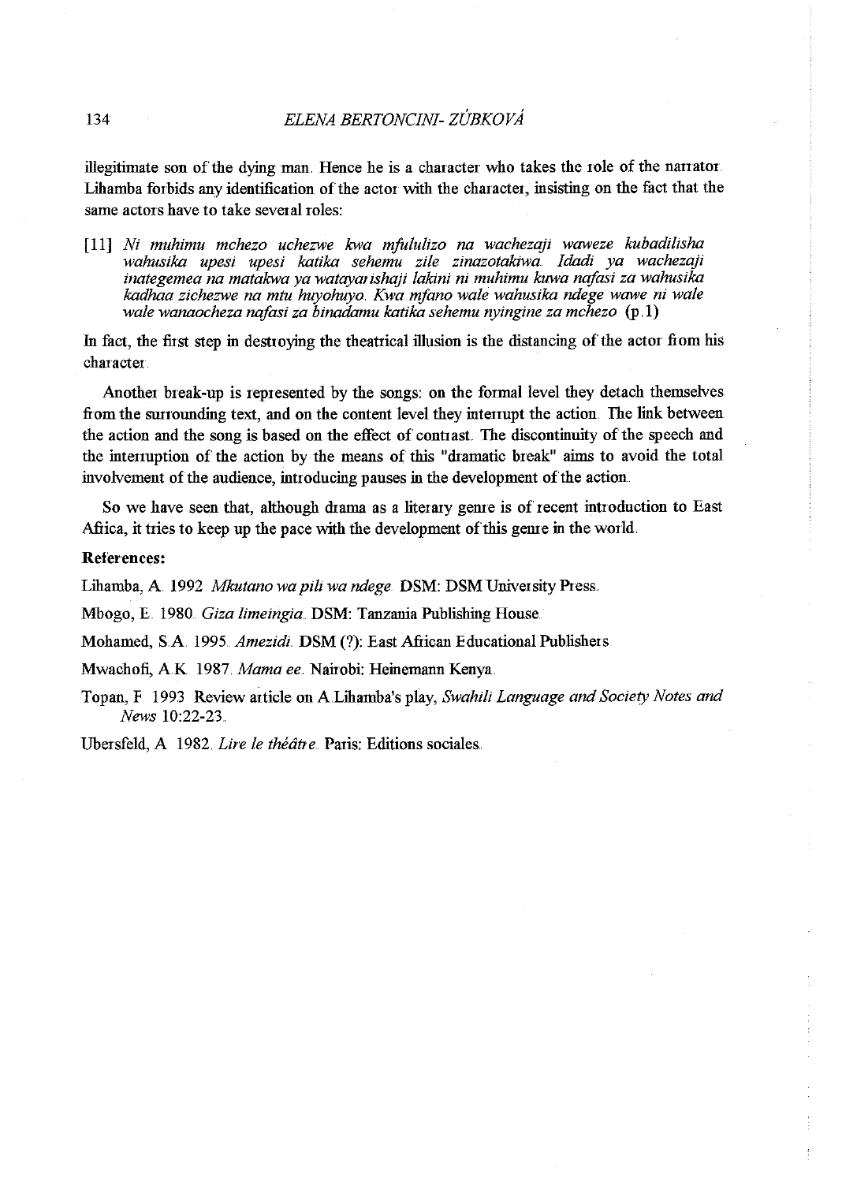illegitimate son of the dying man. Hence he is a character who takes the role of the narrator. Lihamba forbids any identification of the actor with the character, insisting on the fact that the same actors have to take several roles:

> [11] *Ni muhimu mchezo uchezwe kwa mfululizo na wachezaji waweze kubadilisha wahusika upesi upesi katika sehemu zile zinazotakiwa. Idadi ya wachezaji inategemea na matakwa ya watayarishaji lakini ni muhimu kuwa nafasi za wahusika kadhaa zichezwe na mtu huyohuyo. Kwa mfano wale wahusika ndege wawe ni wale wale wanaocheza nafasi za binadamu katika sehemu nyingine za mchezo* (p.1)

In fact, the first step in destroying the theatrical illusion is the distancing of the actor from his character.

Another break-up is represented by the songs: on the formal level they detach themselves from the surrounding text, and on the content level they interrupt the action. The link between the action and the song is based on the effect of contrast. The discontinuity of the speech and the interruption of the action by the means of this "dramatic break" aims to avoid the total involvement of the audience, introducing pauses in the development of the action.

So we have seen that, although drama as a literary genre is of recent introduction to East Africa, it tries to keep up the pace with the development of this genre in the world.

**References:**

Lihamba, A. 1992. *Mkutano wa pili wa ndege*. DSM: DSM University Press.

Mbogo, E. 1980. *Giza limeingia*. DSM: Tanzania Publishing House.

Mohamed, S.A. 1995. *Amezidi*. DSM (?): East African Educational Publishers.

Mwachofi, A.K. 1987. *Mama ee*. Nairobi: Heinemann Kenya.

Topan, F. 1993. Review article on A.Lihamba's play, *Swahili Language and Society Notes and News* 10:22-23.

Ubersfeld, A. 1982. *Lire le théâtre*. Paris: Editions sociales.